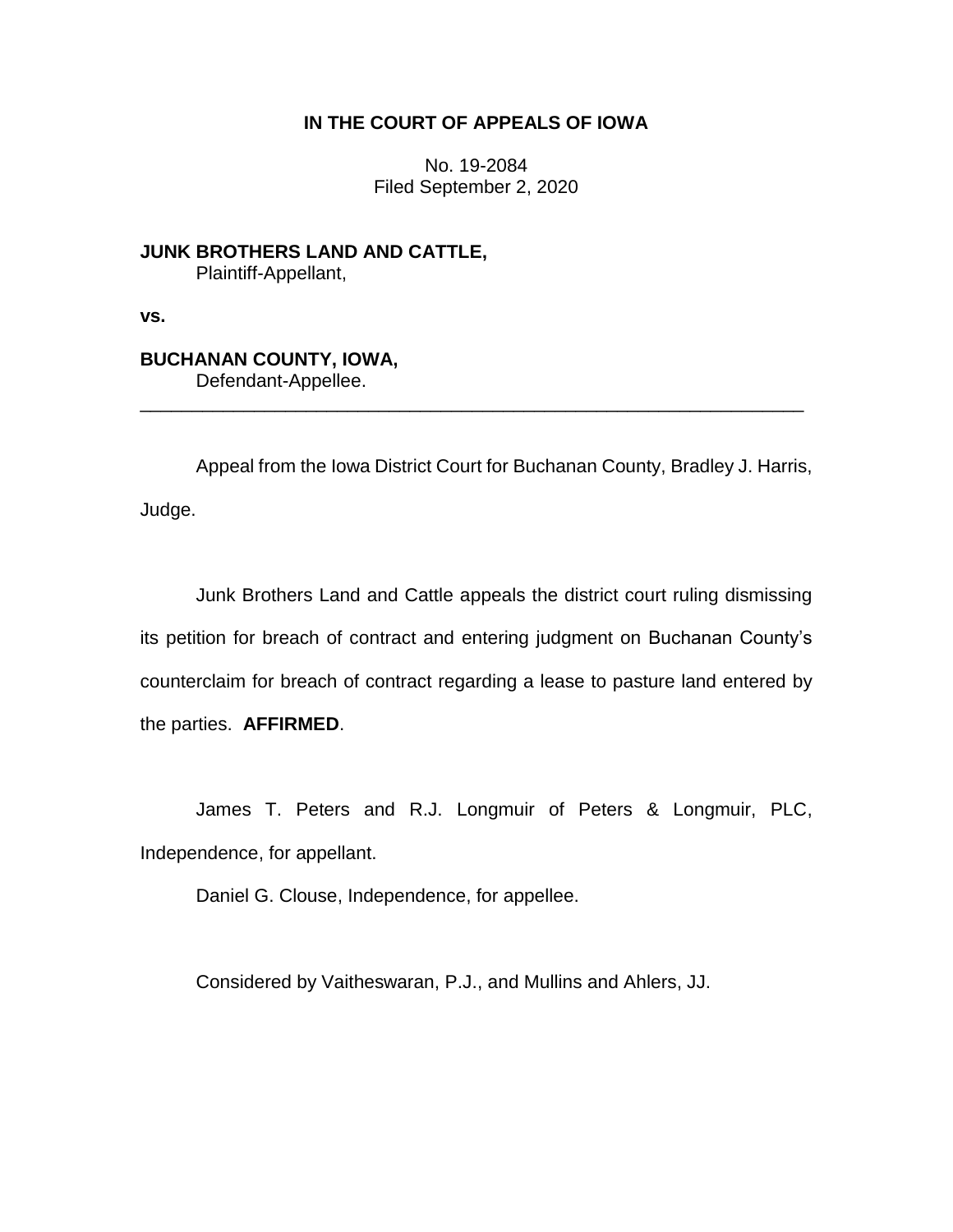**IN THE COURT OF APPEALS OF IOWA**

No. 19-2084
Filed September 2, 2020

**JUNK BROTHERS LAND AND CATTLE,**
Plaintiff-Appellant,

**vs.**

**BUCHANAN COUNTY, IOWA,**
Defendant-Appellee.

---

Appeal from the Iowa District Court for Buchanan County, Bradley J. Harris, Judge.

Junk Brothers Land and Cattle appeals the district court ruling dismissing its petition for breach of contract and entering judgment on Buchanan County's counterclaim for breach of contract regarding a lease to pasture land entered by the parties. **AFFIRMED**.

James T. Peters and R.J. Longmuir of Peters & Longmuir, PLC, Independence, for appellant.

Daniel G. Clouse, Independence, for appellee.

Considered by Vaitheswaran, P.J., and Mullins and Ahlers, JJ.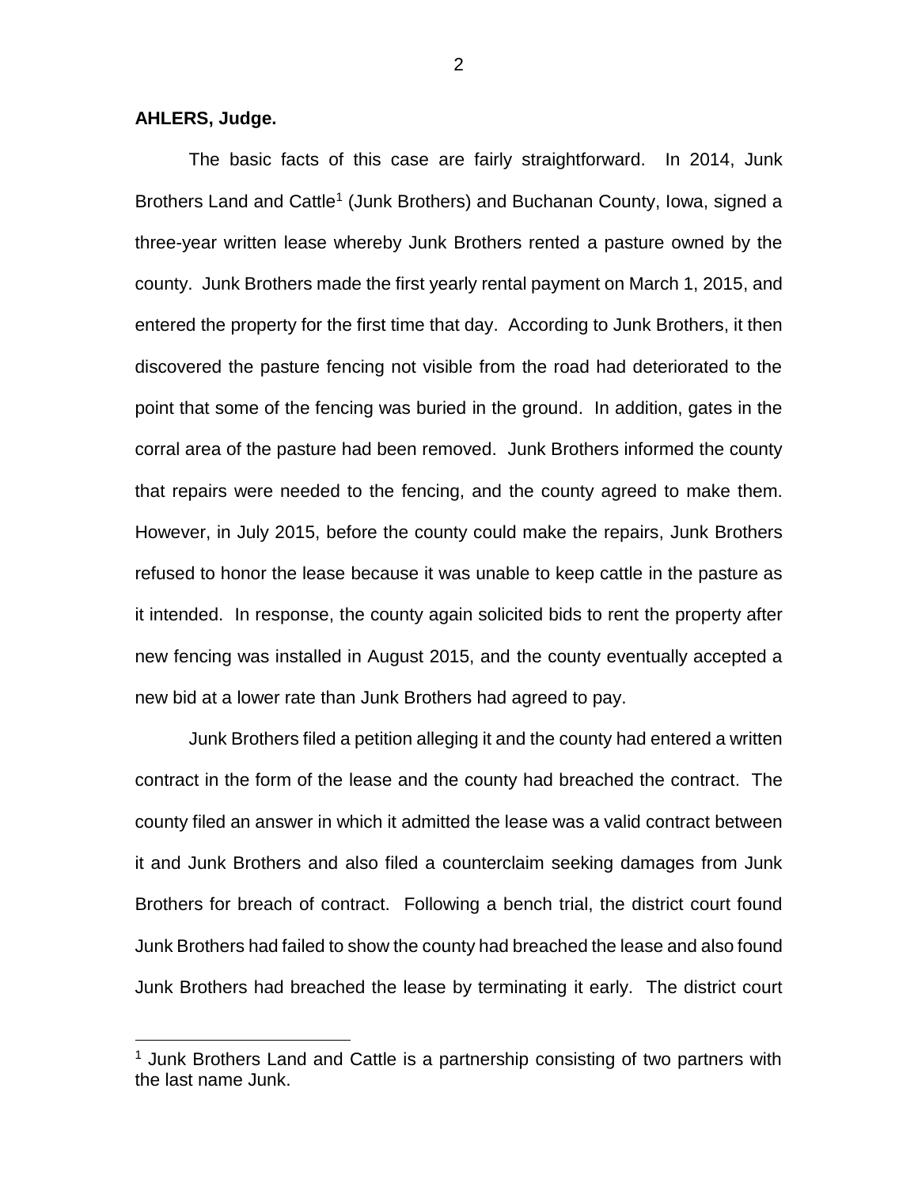**AHLERS, Judge.**

The basic facts of this case are fairly straightforward. In 2014, Junk Brothers Land and Cattle[1] (Junk Brothers) and Buchanan County, Iowa, signed a three-year written lease whereby Junk Brothers rented a pasture owned by the county. Junk Brothers made the first yearly rental payment on March 1, 2015, and entered the property for the first time that day. According to Junk Brothers, it then discovered the pasture fencing not visible from the road had deteriorated to the point that some of the fencing was buried in the ground. In addition, gates in the corral area of the pasture had been removed. Junk Brothers informed the county that repairs were needed to the fencing, and the county agreed to make them. However, in July 2015, before the county could make the repairs, Junk Brothers refused to honor the lease because it was unable to keep cattle in the pasture as it intended. In response, the county again solicited bids to rent the property after new fencing was installed in August 2015, and the county eventually accepted a new bid at a lower rate than Junk Brothers had agreed to pay.

Junk Brothers filed a petition alleging it and the county had entered a written contract in the form of the lease and the county had breached the contract. The county filed an answer in which it admitted the lease was a valid contract between it and Junk Brothers and also filed a counterclaim seeking damages from Junk Brothers for breach of contract. Following a bench trial, the district court found Junk Brothers had failed to show the county had breached the lease and also found Junk Brothers had breached the lease by terminating it early. The district court

[1] Junk Brothers Land and Cattle is a partnership consisting of two partners with the last name Junk.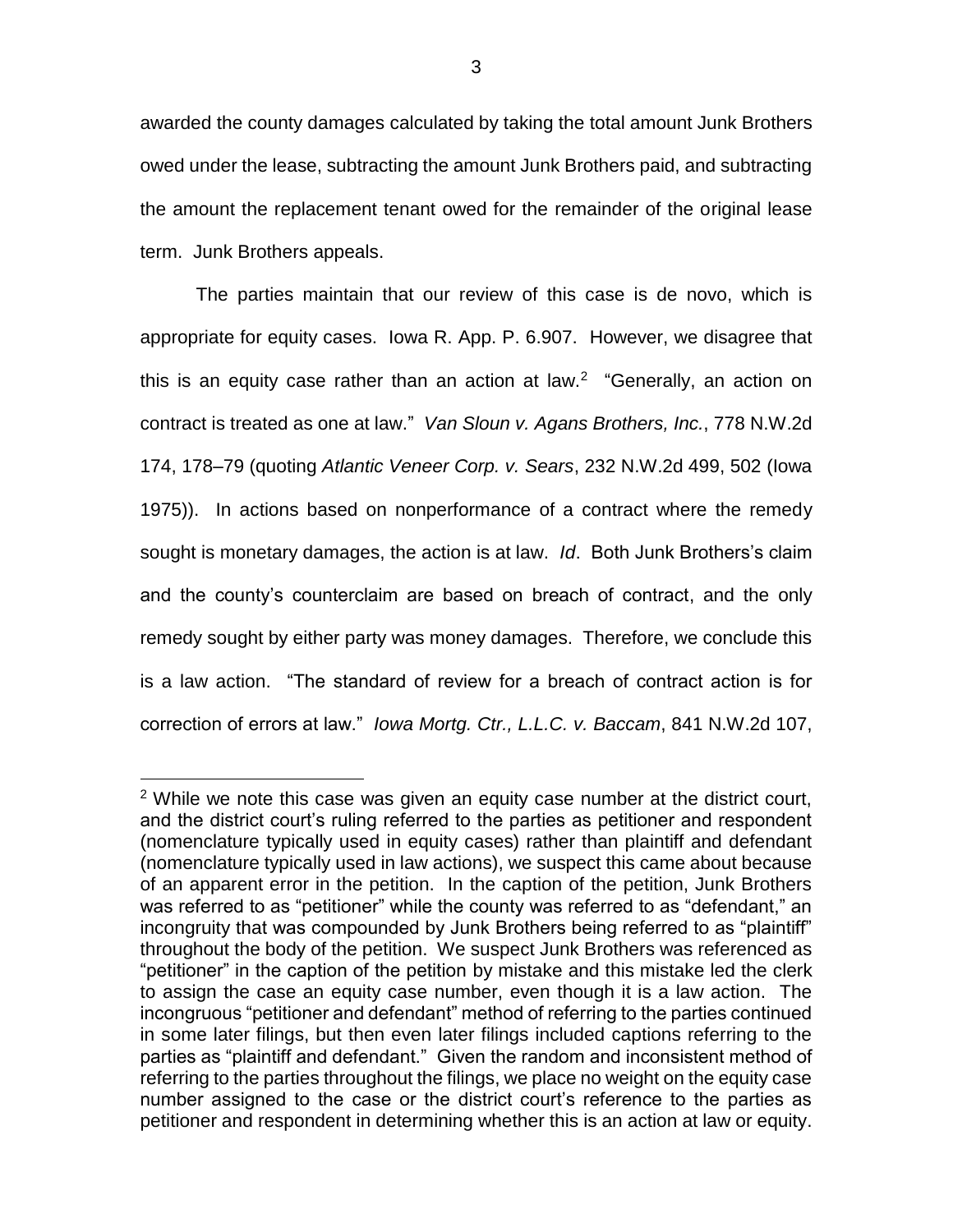awarded the county damages calculated by taking the total amount Junk Brothers owed under the lease, subtracting the amount Junk Brothers paid, and subtracting the amount the replacement tenant owed for the remainder of the original lease term. Junk Brothers appeals.

The parties maintain that our review of this case is de novo, which is appropriate for equity cases. Iowa R. App. P. 6.907. However, we disagree that this is an equity case rather than an action at law.[2] "Generally, an action on contract is treated as one at law." *Van Sloun v. Agans Brothers, Inc.*, 778 N.W.2d 174, 178–79 (quoting *Atlantic Veneer Corp. v. Sears*, 232 N.W.2d 499, 502 (Iowa 1975)). In actions based on nonperformance of a contract where the remedy sought is monetary damages, the action is at law. *Id*. Both Junk Brothers's claim and the county's counterclaim are based on breach of contract, and the only remedy sought by either party was money damages. Therefore, we conclude this is a law action. "The standard of review for a breach of contract action is for correction of errors at law." *Iowa Mortg. Ctr., L.L.C. v. Baccam*, 841 N.W.2d 107,

[2] While we note this case was given an equity case number at the district court, and the district court's ruling referred to the parties as petitioner and respondent (nomenclature typically used in equity cases) rather than plaintiff and defendant (nomenclature typically used in law actions), we suspect this came about because of an apparent error in the petition. In the caption of the petition, Junk Brothers was referred to as "petitioner" while the county was referred to as "defendant," an incongruity that was compounded by Junk Brothers being referred to as "plaintiff" throughout the body of the petition. We suspect Junk Brothers was referenced as "petitioner" in the caption of the petition by mistake and this mistake led the clerk to assign the case an equity case number, even though it is a law action. The incongruous "petitioner and defendant" method of referring to the parties continued in some later filings, but then even later filings included captions referring to the parties as "plaintiff and defendant." Given the random and inconsistent method of referring to the parties throughout the filings, we place no weight on the equity case number assigned to the case or the district court's reference to the parties as petitioner and respondent in determining whether this is an action at law or equity.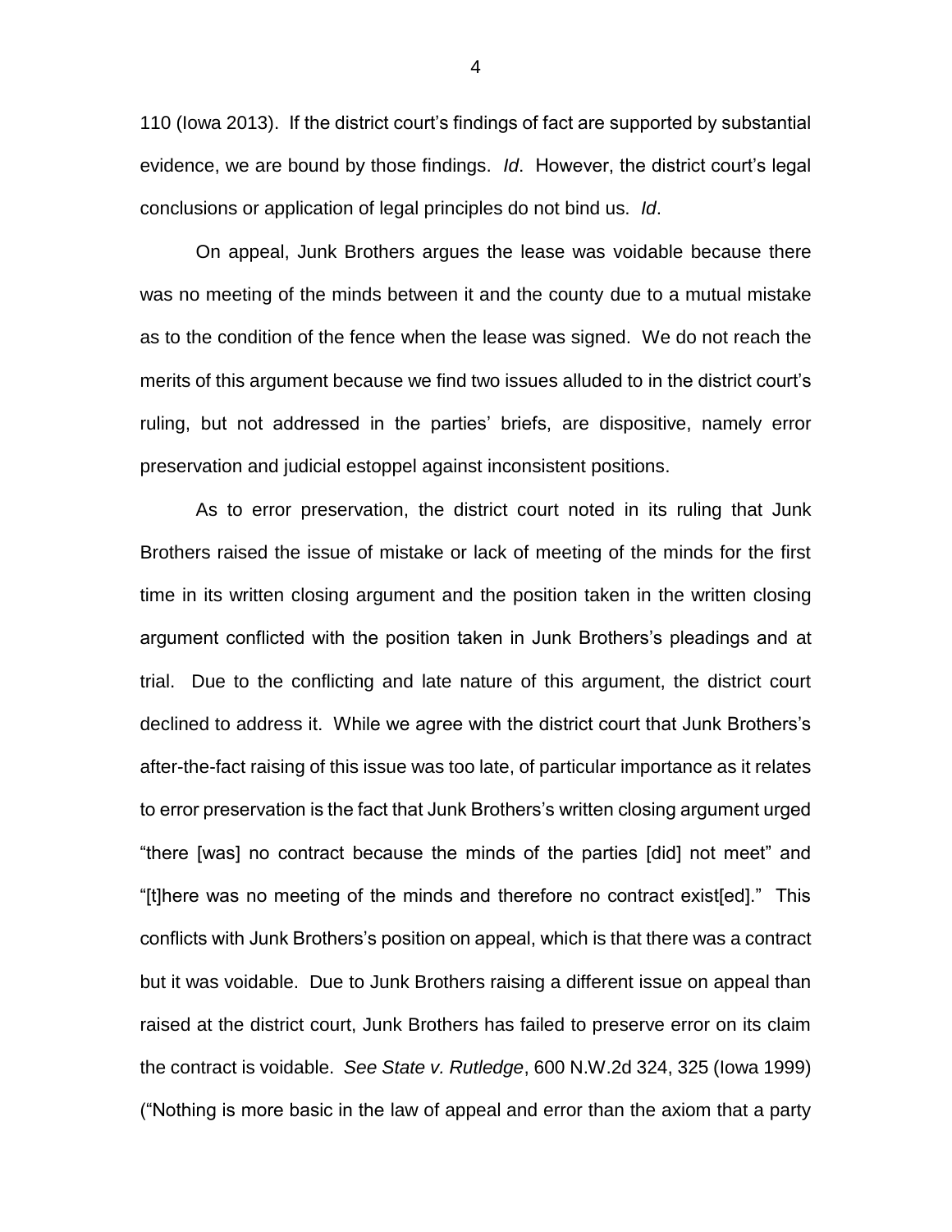110 (Iowa 2013). If the district court's findings of fact are supported by substantial evidence, we are bound by those findings. *Id*. However, the district court's legal conclusions or application of legal principles do not bind us. *Id*.

On appeal, Junk Brothers argues the lease was voidable because there was no meeting of the minds between it and the county due to a mutual mistake as to the condition of the fence when the lease was signed. We do not reach the merits of this argument because we find two issues alluded to in the district court's ruling, but not addressed in the parties' briefs, are dispositive, namely error preservation and judicial estoppel against inconsistent positions.

As to error preservation, the district court noted in its ruling that Junk Brothers raised the issue of mistake or lack of meeting of the minds for the first time in its written closing argument and the position taken in the written closing argument conflicted with the position taken in Junk Brothers's pleadings and at trial. Due to the conflicting and late nature of this argument, the district court declined to address it. While we agree with the district court that Junk Brothers's after-the-fact raising of this issue was too late, of particular importance as it relates to error preservation is the fact that Junk Brothers's written closing argument urged "there [was] no contract because the minds of the parties [did] not meet" and "[t]here was no meeting of the minds and therefore no contract exist[ed]." This conflicts with Junk Brothers's position on appeal, which is that there was a contract but it was voidable. Due to Junk Brothers raising a different issue on appeal than raised at the district court, Junk Brothers has failed to preserve error on its claim the contract is voidable. *See State v. Rutledge*, 600 N.W.2d 324, 325 (Iowa 1999) ("Nothing is more basic in the law of appeal and error than the axiom that a party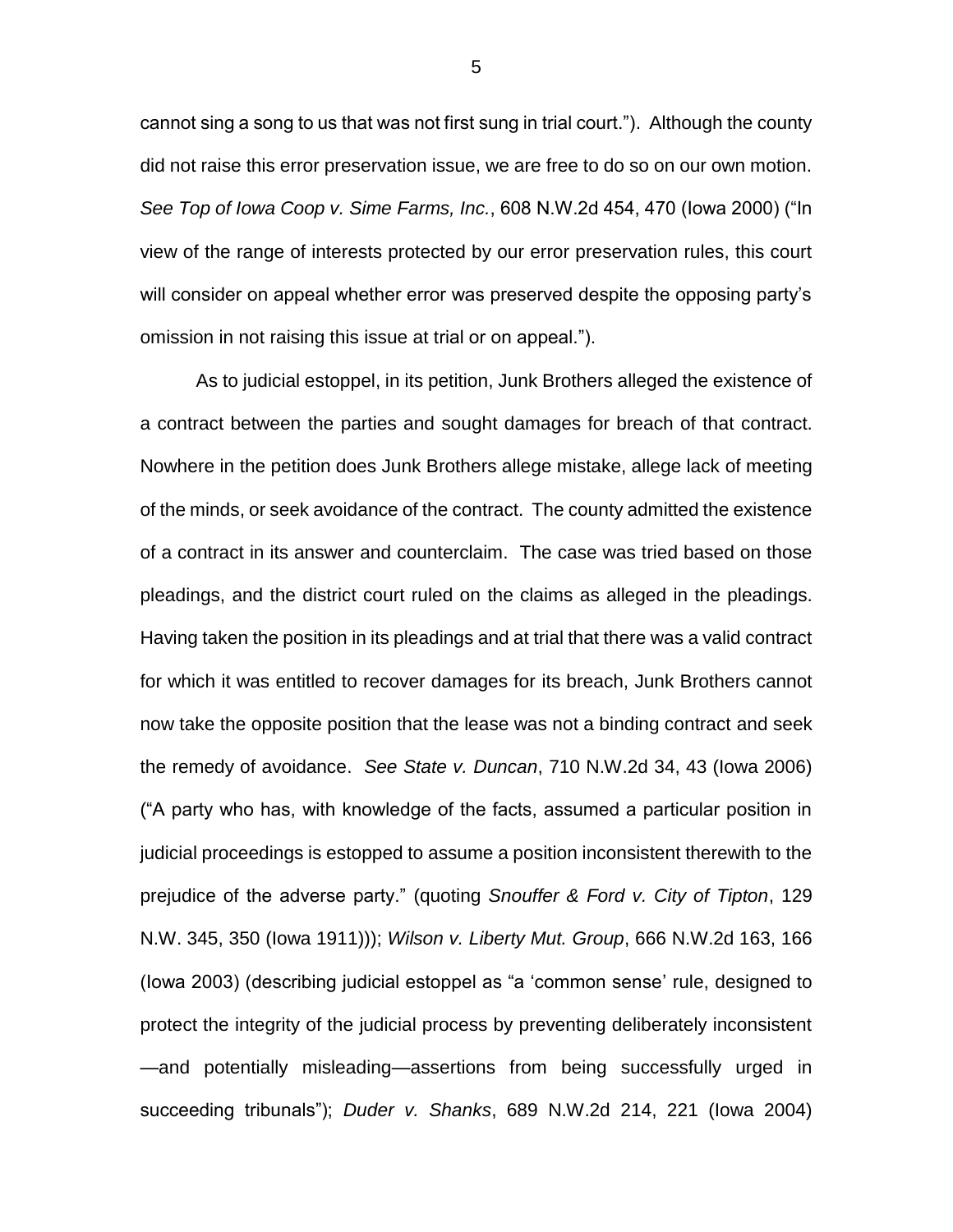cannot sing a song to us that was not first sung in trial court."). Although the county did not raise this error preservation issue, we are free to do so on our own motion. *See Top of Iowa Coop v. Sime Farms, Inc.*, 608 N.W.2d 454, 470 (Iowa 2000) ("In view of the range of interests protected by our error preservation rules, this court will consider on appeal whether error was preserved despite the opposing party's omission in not raising this issue at trial or on appeal.").

As to judicial estoppel, in its petition, Junk Brothers alleged the existence of a contract between the parties and sought damages for breach of that contract. Nowhere in the petition does Junk Brothers allege mistake, allege lack of meeting of the minds, or seek avoidance of the contract. The county admitted the existence of a contract in its answer and counterclaim. The case was tried based on those pleadings, and the district court ruled on the claims as alleged in the pleadings. Having taken the position in its pleadings and at trial that there was a valid contract for which it was entitled to recover damages for its breach, Junk Brothers cannot now take the opposite position that the lease was not a binding contract and seek the remedy of avoidance. *See State v. Duncan*, 710 N.W.2d 34, 43 (Iowa 2006) ("A party who has, with knowledge of the facts, assumed a particular position in judicial proceedings is estopped to assume a position inconsistent therewith to the prejudice of the adverse party." (quoting *Snouffer & Ford v. City of Tipton*, 129 N.W. 345, 350 (Iowa 1911))); *Wilson v. Liberty Mut. Group*, 666 N.W.2d 163, 166 (Iowa 2003) (describing judicial estoppel as "a 'common sense' rule, designed to protect the integrity of the judicial process by preventing deliberately inconsistent —and potentially misleading—assertions from being successfully urged in succeeding tribunals"); *Duder v. Shanks*, 689 N.W.2d 214, 221 (Iowa 2004)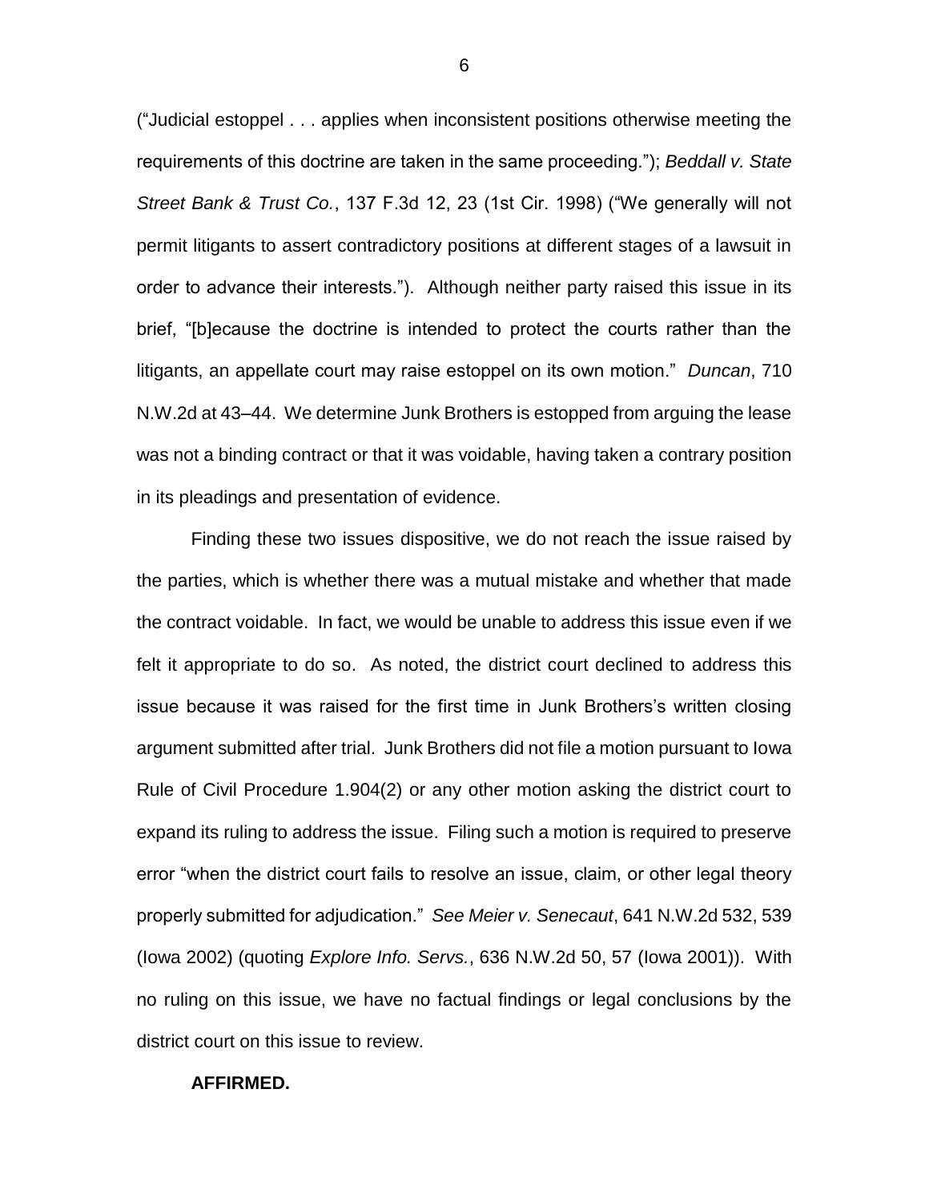("Judicial estoppel . . . applies when inconsistent positions otherwise meeting the requirements of this doctrine are taken in the same proceeding."); *Beddall v. State Street Bank & Trust Co.*, 137 F.3d 12, 23 (1st Cir. 1998) ("We generally will not permit litigants to assert contradictory positions at different stages of a lawsuit in order to advance their interests."). Although neither party raised this issue in its brief, "[b]ecause the doctrine is intended to protect the courts rather than the litigants, an appellate court may raise estoppel on its own motion." *Duncan*, 710 N.W.2d at 43–44. We determine Junk Brothers is estopped from arguing the lease was not a binding contract or that it was voidable, having taken a contrary position in its pleadings and presentation of evidence.

Finding these two issues dispositive, we do not reach the issue raised by the parties, which is whether there was a mutual mistake and whether that made the contract voidable. In fact, we would be unable to address this issue even if we felt it appropriate to do so. As noted, the district court declined to address this issue because it was raised for the first time in Junk Brothers's written closing argument submitted after trial. Junk Brothers did not file a motion pursuant to Iowa Rule of Civil Procedure 1.904(2) or any other motion asking the district court to expand its ruling to address the issue. Filing such a motion is required to preserve error "when the district court fails to resolve an issue, claim, or other legal theory properly submitted for adjudication." *See Meier v. Senecaut*, 641 N.W.2d 532, 539 (Iowa 2002) (quoting *Explore Info. Servs.*, 636 N.W.2d 50, 57 (Iowa 2001)). With no ruling on this issue, we have no factual findings or legal conclusions by the district court on this issue to review.

**AFFIRMED.**